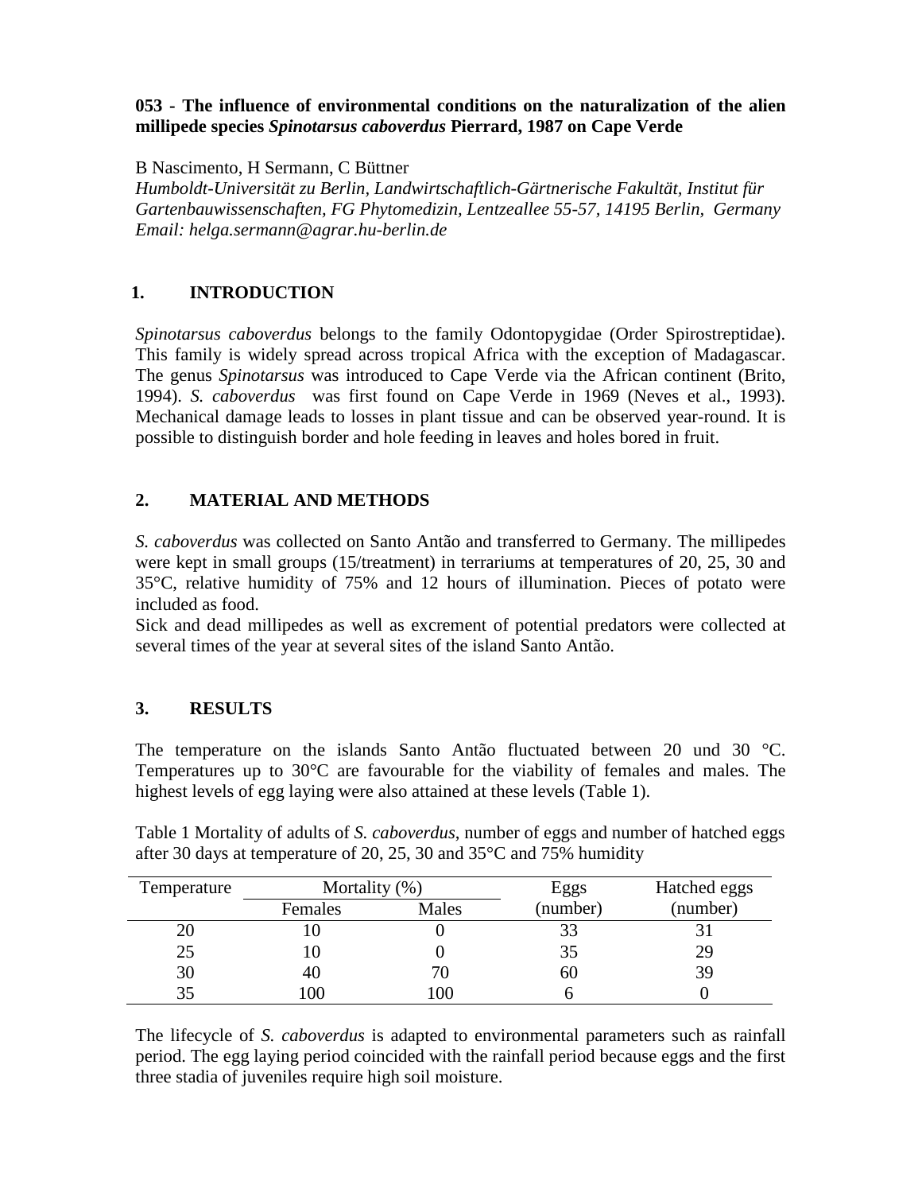**053 - The influence of environmental conditions on the naturalization of the alien millipede species *Spinotarsus caboverdus* Pierrard, 1987 on Cape Verde**

B Nascimento, H Sermann, C Büttner

*Humboldt-Universität zu Berlin, Landwirtschaftlich-Gärtnerische Fakultät, Institut für Gartenbauwissenschaften, FG Phytomedizin, Lentzeallee 55-57, 14195 Berlin, Germany*
*Email: helga.sermann@agrar.hu-berlin.de*

## 1. INTRODUCTION

*Spinotarsus caboverdus* belongs to the family Odontopygidae (Order Spirostreptidae). This family is widely spread across tropical Africa with the exception of Madagascar. The genus *Spinotarsus* was introduced to Cape Verde via the African continent (Brito, 1994). *S. caboverdus* was first found on Cape Verde in 1969 (Neves et al., 1993). Mechanical damage leads to losses in plant tissue and can be observed year-round. It is possible to distinguish border and hole feeding in leaves and holes bored in fruit.

## 2. MATERIAL AND METHODS

*S. caboverdus* was collected on Santo Antão and transferred to Germany. The millipedes were kept in small groups (15/treatment) in terrariums at temperatures of 20, 25, 30 and 35°C, relative humidity of 75% and 12 hours of illumination. Pieces of potato were included as food.

Sick and dead millipedes as well as excrement of potential predators were collected at several times of the year at several sites of the island Santo Antão.

## 3. RESULTS

The temperature on the islands Santo Antão fluctuated between 20 und 30 °C. Temperatures up to 30°C are favourable for the viability of females and males. The highest levels of egg laying were also attained at these levels (Table 1).

Table 1 Mortality of adults of *S. caboverdus*, number of eggs and number of hatched eggs after 30 days at temperature of 20, 25, 30 and 35°C and 75% humidity

| Temperature | Mortality (%) | | Eggs | Hatched eggs |
|---|---|---|---|---|
| | Females | Males | (number) | (number) |
| 20 | 10 | 0 | 33 | 31 |
| 25 | 10 | 0 | 35 | 29 |
| 30 | 40 | 70 | 60 | 39 |
| 35 | 100 | 100 | 6 | 0 |

The lifecycle of *S. caboverdus* is adapted to environmental parameters such as rainfall period. The egg laying period coincided with the rainfall period because eggs and the first three stadia of juveniles require high soil moisture.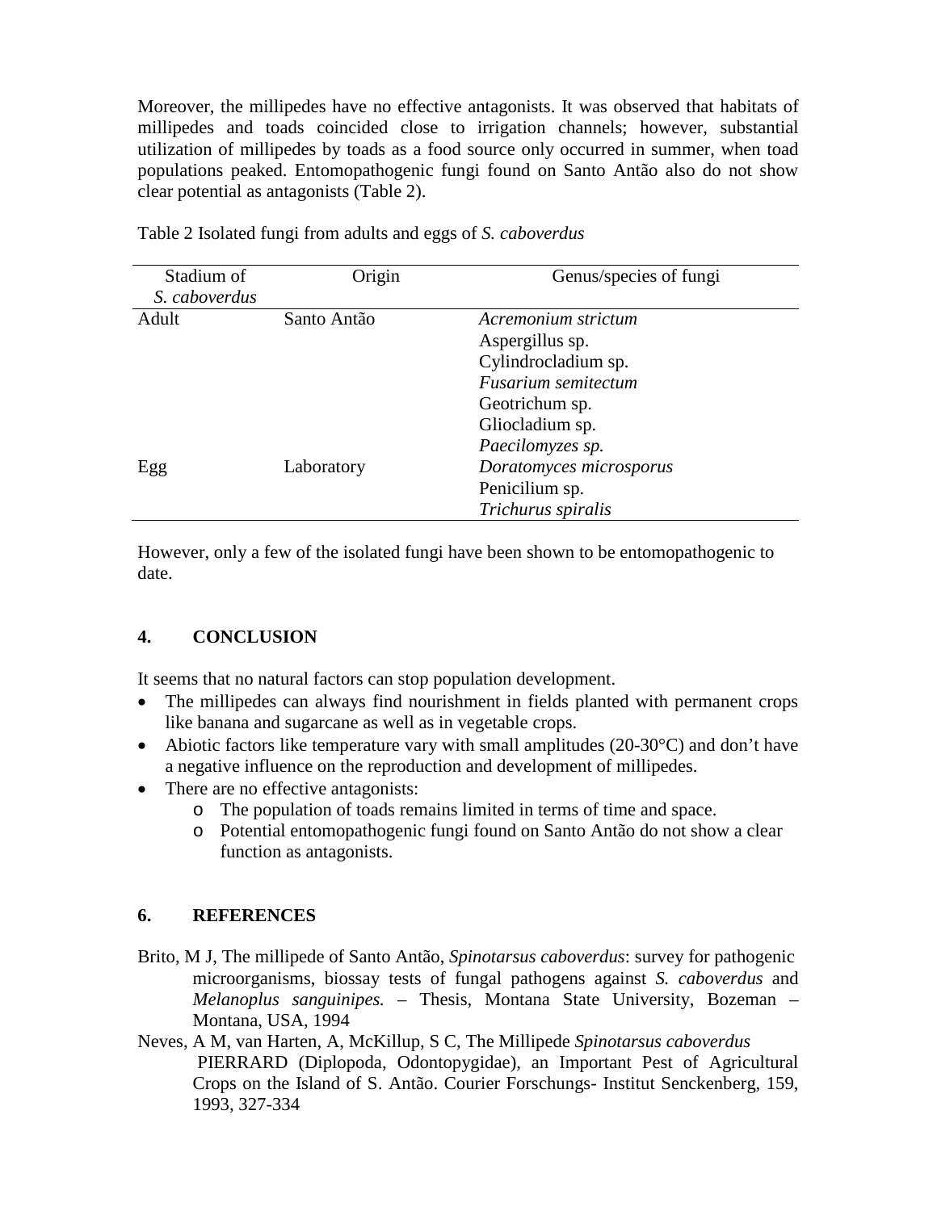Moreover, the millipedes have no effective antagonists. It was observed that habitats of millipedes and toads coincided close to irrigation channels; however, substantial utilization of millipedes by toads as a food source only occurred in summer, when toad populations peaked. Entomopathogenic fungi found on Santo Antão also do not show clear potential as antagonists (Table 2).

Table 2 Isolated fungi from adults and eggs of *S. caboverdus*

| Stadium of *S. caboverdus* | Origin | Genus/species of fungi |
|---|---|---|
| Adult | Santo Antão | *Acremonium strictum* |
| | | Aspergillus sp. |
| | | Cylindrocladium sp. |
| | | *Fusarium semitectum* |
| | | Geotrichum sp. |
| | | Gliocladium sp. |
| | | *Paecilomyzes sp.* |
| Egg | Laboratory | *Doratomyces microsporus* |
| | | Penicilium sp. |
| | | *Trichurus spiralis* |

However, only a few of the isolated fungi have been shown to be entomopathogenic to date.

## 4. CONCLUSION

It seems that no natural factors can stop population development.

- The millipedes can always find nourishment in fields planted with permanent crops like banana and sugarcane as well as in vegetable crops.
- Abiotic factors like temperature vary with small amplitudes (20-30°C) and don't have a negative influence on the reproduction and development of millipedes.
- There are no effective antagonists:
    - The population of toads remains limited in terms of time and space.
    - Potential entomopathogenic fungi found on Santo Antão do not show a clear function as antagonists.

## 6. REFERENCES

Brito, M J, The millipede of Santo Antão, *Spinotarsus caboverdus*: survey for pathogenic microorganisms, biossay tests of fungal pathogens against *S. caboverdus* and *Melanoplus sanguinipes.* – Thesis, Montana State University, Bozeman – Montana, USA, 1994

Neves, A M, van Harten, A, McKillup, S C, The Millipede *Spinotarsus caboverdus* PIERRARD (Diplopoda, Odontopygidae), an Important Pest of Agricultural Crops on the Island of S. Antão. Courier Forschungs- Institut Senckenberg, 159, 1993, 327-334